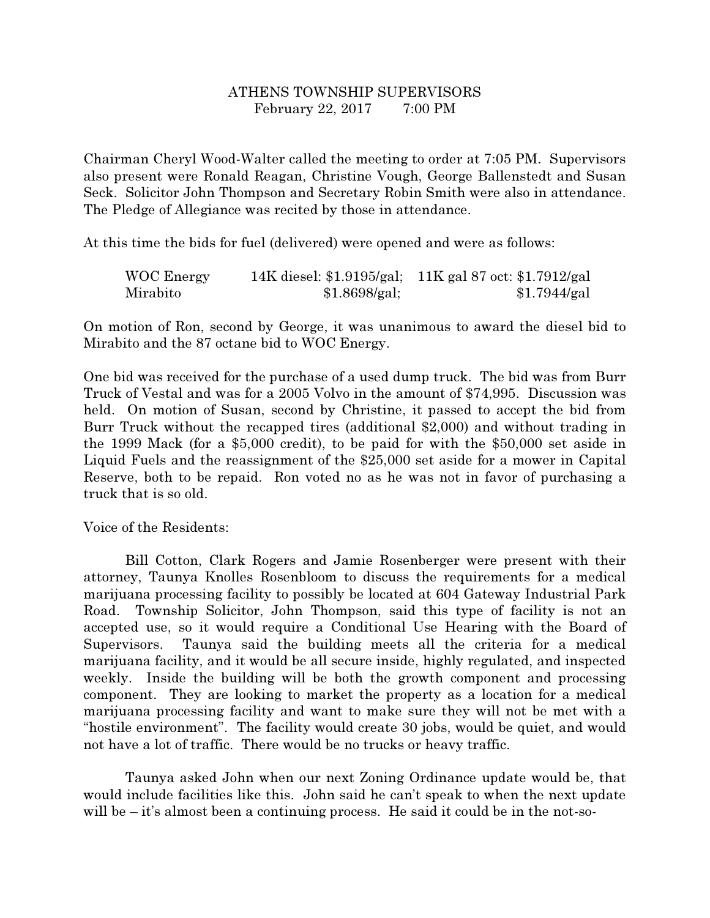# ATHENS TOWNSHIP SUPERVISORS

February 22, 2017 7:00 PM

Chairman Cheryl Wood-Walter called the meeting to order at 7:05 PM. Supervisors also present were Ronald Reagan, Christine Vough, George Ballenstedt and Susan Seck. Solicitor John Thompson and Secretary Robin Smith were also in attendance. The Pledge of Allegiance was recited by those in attendance.

At this time the bids for fuel (delivered) were opened and were as follows:

| | 14K diesel | 11K gal 87 oct |
|---|---|---|
| WOC Energy | $1.9195/gal; | $1.7912/gal |
| Mirabito | $1.8698/gal; | $1.7944/gal |

On motion of Ron, second by George, it was unanimous to award the diesel bid to Mirabito and the 87 octane bid to WOC Energy.

One bid was received for the purchase of a used dump truck. The bid was from Burr Truck of Vestal and was for a 2005 Volvo in the amount of $74,995. Discussion was held. On motion of Susan, second by Christine, it passed to accept the bid from Burr Truck without the recapped tires (additional $2,000) and without trading in the 1999 Mack (for a $5,000 credit), to be paid for with the $50,000 set aside in Liquid Fuels and the reassignment of the $25,000 set aside for a mower in Capital Reserve, both to be repaid. Ron voted no as he was not in favor of purchasing a truck that is so old.

Voice of the Residents:

Bill Cotton, Clark Rogers and Jamie Rosenberger were present with their attorney, Taunya Knolles Rosenbloom to discuss the requirements for a medical marijuana processing facility to possibly be located at 604 Gateway Industrial Park Road. Township Solicitor, John Thompson, said this type of facility is not an accepted use, so it would require a Conditional Use Hearing with the Board of Supervisors. Taunya said the building meets all the criteria for a medical marijuana facility, and it would be all secure inside, highly regulated, and inspected weekly. Inside the building will be both the growth component and processing component. They are looking to market the property as a location for a medical marijuana processing facility and want to make sure they will not be met with a "hostile environment". The facility would create 30 jobs, would be quiet, and would not have a lot of traffic. There would be no trucks or heavy traffic.

Taunya asked John when our next Zoning Ordinance update would be, that would include facilities like this. John said he can't speak to when the next update will be – it's almost been a continuing process. He said it could be in the not-so-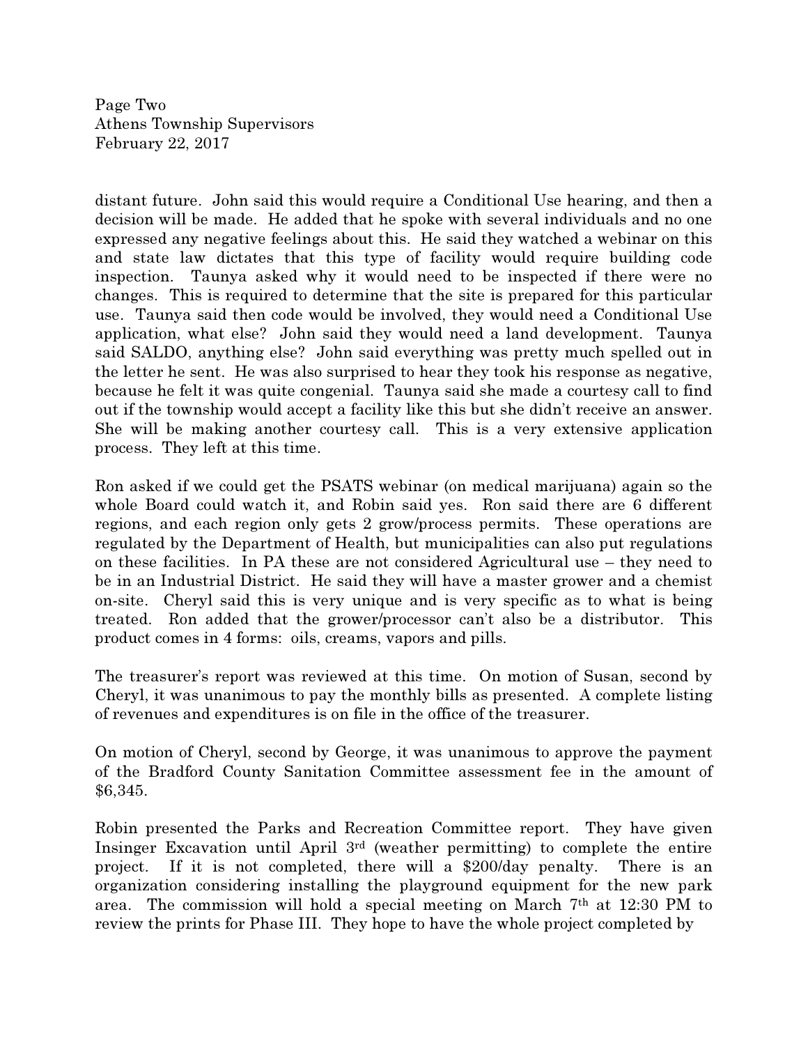distant future. John said this would require a Conditional Use hearing, and then a decision will be made. He added that he spoke with several individuals and no one expressed any negative feelings about this. He said they watched a webinar on this and state law dictates that this type of facility would require building code inspection. Taunya asked why it would need to be inspected if there were no changes. This is required to determine that the site is prepared for this particular use. Taunya said then code would be involved, they would need a Conditional Use application, what else? John said they would need a land development. Taunya said SALDO, anything else? John said everything was pretty much spelled out in the letter he sent. He was also surprised to hear they took his response as negative, because he felt it was quite congenial. Taunya said she made a courtesy call to find out if the township would accept a facility like this but she didn't receive an answer. She will be making another courtesy call. This is a very extensive application process. They left at this time.

Ron asked if we could get the PSATS webinar (on medical marijuana) again so the whole Board could watch it, and Robin said yes. Ron said there are 6 different regions, and each region only gets 2 grow/process permits. These operations are regulated by the Department of Health, but municipalities can also put regulations on these facilities. In PA these are not considered Agricultural use – they need to be in an Industrial District. He said they will have a master grower and a chemist on-site. Cheryl said this is very unique and is very specific as to what is being treated. Ron added that the grower/processor can't also be a distributor. This product comes in 4 forms: oils, creams, vapors and pills.

The treasurer's report was reviewed at this time. On motion of Susan, second by Cheryl, it was unanimous to pay the monthly bills as presented. A complete listing of revenues and expenditures is on file in the office of the treasurer.

On motion of Cheryl, second by George, it was unanimous to approve the payment of the Bradford County Sanitation Committee assessment fee in the amount of $6,345.

Robin presented the Parks and Recreation Committee report. They have given Insinger Excavation until April 3rd (weather permitting) to complete the entire project. If it is not completed, there will a $200/day penalty. There is an organization considering installing the playground equipment for the new park area. The commission will hold a special meeting on March 7th at 12:30 PM to review the prints for Phase III. They hope to have the whole project completed by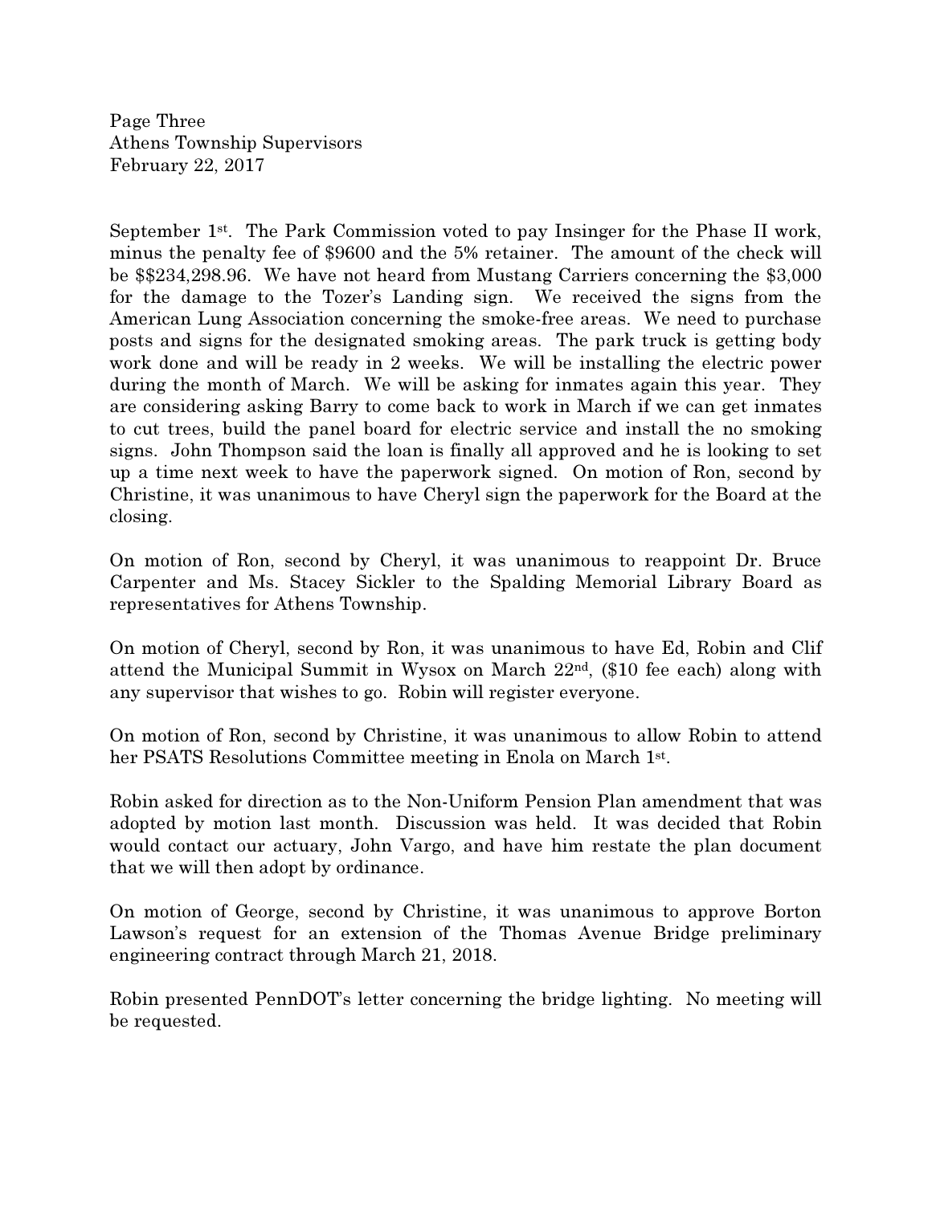September 1st. The Park Commission voted to pay Insinger for the Phase II work, minus the penalty fee of $9600 and the 5% retainer. The amount of the check will be $$234,298.96. We have not heard from Mustang Carriers concerning the $3,000 for the damage to the Tozer's Landing sign. We received the signs from the American Lung Association concerning the smoke-free areas. We need to purchase posts and signs for the designated smoking areas. The park truck is getting body work done and will be ready in 2 weeks. We will be installing the electric power during the month of March. We will be asking for inmates again this year. They are considering asking Barry to come back to work in March if we can get inmates to cut trees, build the panel board for electric service and install the no smoking signs. John Thompson said the loan is finally all approved and he is looking to set up a time next week to have the paperwork signed. On motion of Ron, second by Christine, it was unanimous to have Cheryl sign the paperwork for the Board at the closing.

On motion of Ron, second by Cheryl, it was unanimous to reappoint Dr. Bruce Carpenter and Ms. Stacey Sickler to the Spalding Memorial Library Board as representatives for Athens Township.

On motion of Cheryl, second by Ron, it was unanimous to have Ed, Robin and Clif attend the Municipal Summit in Wysox on March 22nd, ($10 fee each) along with any supervisor that wishes to go. Robin will register everyone.

On motion of Ron, second by Christine, it was unanimous to allow Robin to attend her PSATS Resolutions Committee meeting in Enola on March 1st.

Robin asked for direction as to the Non-Uniform Pension Plan amendment that was adopted by motion last month. Discussion was held. It was decided that Robin would contact our actuary, John Vargo, and have him restate the plan document that we will then adopt by ordinance.

On motion of George, second by Christine, it was unanimous to approve Borton Lawson's request for an extension of the Thomas Avenue Bridge preliminary engineering contract through March 21, 2018.

Robin presented PennDOT's letter concerning the bridge lighting. No meeting will be requested.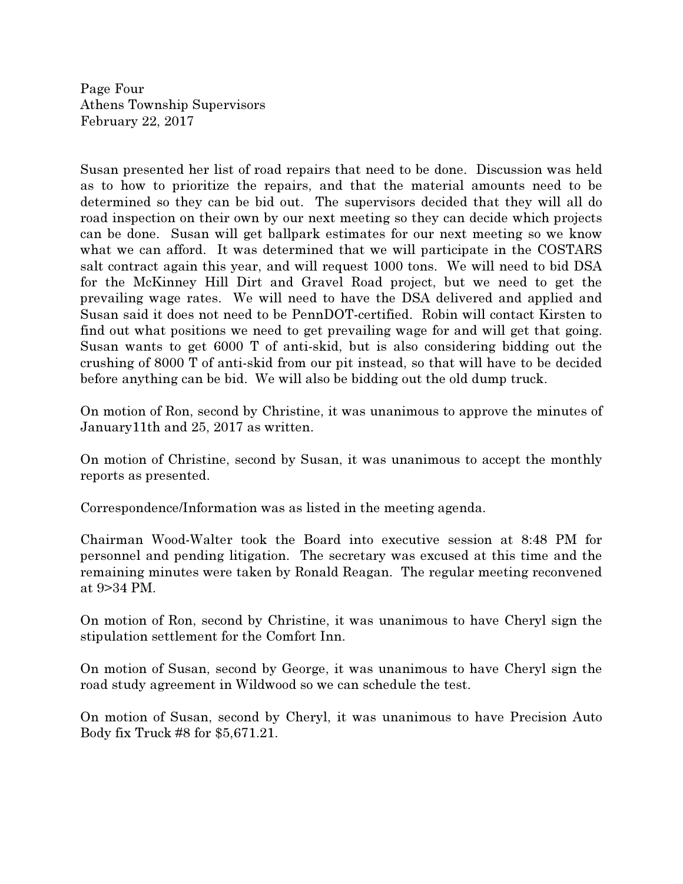Susan presented her list of road repairs that need to be done. Discussion was held as to how to prioritize the repairs, and that the material amounts need to be determined so they can be bid out. The supervisors decided that they will all do road inspection on their own by our next meeting so they can decide which projects can be done. Susan will get ballpark estimates for our next meeting so we know what we can afford. It was determined that we will participate in the COSTARS salt contract again this year, and will request 1000 tons. We will need to bid DSA for the McKinney Hill Dirt and Gravel Road project, but we need to get the prevailing wage rates. We will need to have the DSA delivered and applied and Susan said it does not need to be PennDOT-certified. Robin will contact Kirsten to find out what positions we need to get prevailing wage for and will get that going. Susan wants to get 6000 T of anti-skid, but is also considering bidding out the crushing of 8000 T of anti-skid from our pit instead, so that will have to be decided before anything can be bid. We will also be bidding out the old dump truck.

On motion of Ron, second by Christine, it was unanimous to approve the minutes of January11th and 25, 2017 as written.

On motion of Christine, second by Susan, it was unanimous to accept the monthly reports as presented.

Correspondence/Information was as listed in the meeting agenda.

Chairman Wood-Walter took the Board into executive session at 8:48 PM for personnel and pending litigation. The secretary was excused at this time and the remaining minutes were taken by Ronald Reagan. The regular meeting reconvened at 9>34 PM.

On motion of Ron, second by Christine, it was unanimous to have Cheryl sign the stipulation settlement for the Comfort Inn.

On motion of Susan, second by George, it was unanimous to have Cheryl sign the road study agreement in Wildwood so we can schedule the test.

On motion of Susan, second by Cheryl, it was unanimous to have Precision Auto Body fix Truck #8 for $5,671.21.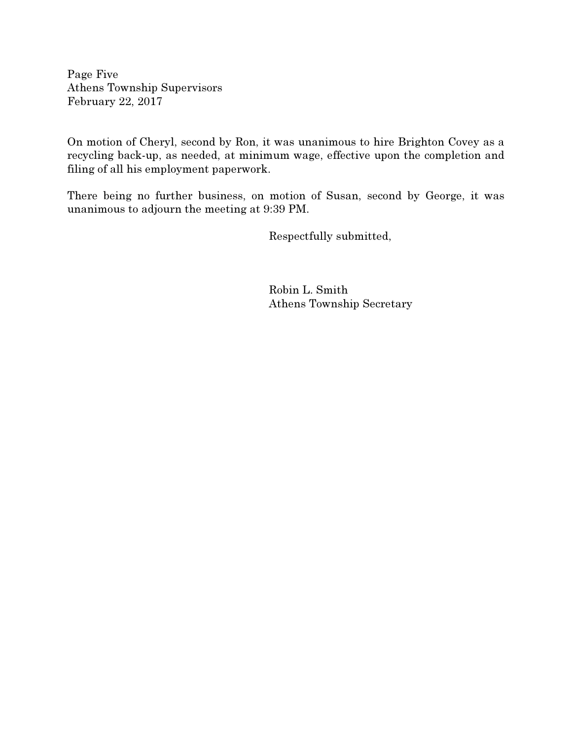On motion of Cheryl, second by Ron, it was unanimous to hire Brighton Covey as a recycling back-up, as needed, at minimum wage, effective upon the completion and filing of all his employment paperwork.

There being no further business, on motion of Susan, second by George, it was unanimous to adjourn the meeting at 9:39 PM.

Respectfully submitted,

Robin L. Smith
Athens Township Secretary